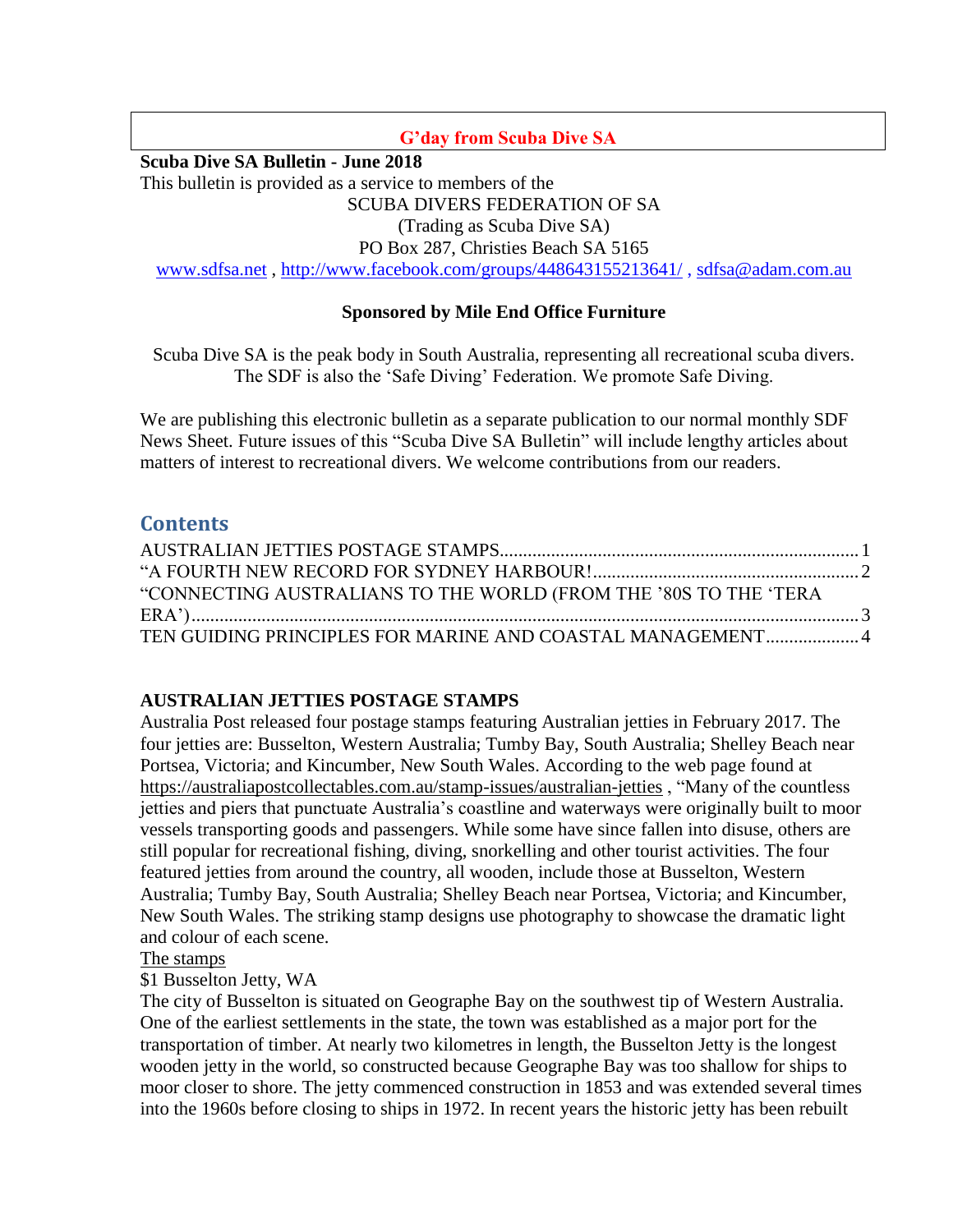**G'day from Scuba Dive SA**

**Scuba Dive SA Bulletin - June 2018**

This bulletin is provided as a service to members of the

SCUBA DIVERS FEDERATION OF SA
(Trading as Scuba Dive SA)
PO Box 287, Christies Beach SA 5165

www.sdfsa.net , http://www.facebook.com/groups/448643155213641/ , sdfsa@adam.com.au

**Sponsored by Mile End Office Furniture**

Scuba Dive SA is the peak body in South Australia, representing all recreational scuba divers. The SDF is also the 'Safe Diving' Federation. We promote Safe Diving.

We are publishing this electronic bulletin as a separate publication to our normal monthly SDF News Sheet. Future issues of this "Scuba Dive SA Bulletin" will include lengthy articles about matters of interest to recreational divers. We welcome contributions from our readers.

## Contents

AUSTRALIAN JETTIES POSTAGE STAMPS.............................................................................1
"A FOURTH NEW RECORD FOR SYDNEY HARBOUR!.........................................................2
"CONNECTING AUSTRALIANS TO THE WORLD (FROM THE '80S TO THE 'TERA ERA')..............................................................................................................................3
TEN GUIDING PRINCIPLES FOR MARINE AND COASTAL MANAGEMENT....................4

## AUSTRALIAN JETTIES POSTAGE STAMPS

Australia Post released four postage stamps featuring Australian jetties in February 2017. The four jetties are: Busselton, Western Australia; Tumby Bay, South Australia; Shelley Beach near Portsea, Victoria; and Kincumber, New South Wales. According to the web page found at https://australiapostcollectables.com.au/stamp-issues/australian-jetties , "Many of the countless jetties and piers that punctuate Australia's coastline and waterways were originally built to moor vessels transporting goods and passengers. While some have since fallen into disuse, others are still popular for recreational fishing, diving, snorkelling and other tourist activities. The four featured jetties from around the country, all wooden, include those at Busselton, Western Australia; Tumby Bay, South Australia; Shelley Beach near Portsea, Victoria; and Kincumber, New South Wales. The striking stamp designs use photography to showcase the dramatic light and colour of each scene.

The stamps

$1 Busselton Jetty, WA

The city of Busselton is situated on Geographe Bay on the southwest tip of Western Australia. One of the earliest settlements in the state, the town was established as a major port for the transportation of timber. At nearly two kilometres in length, the Busselton Jetty is the longest wooden jetty in the world, so constructed because Geographe Bay was too shallow for ships to moor closer to shore. The jetty commenced construction in 1853 and was extended several times into the 1960s before closing to ships in 1972. In recent years the historic jetty has been rebuilt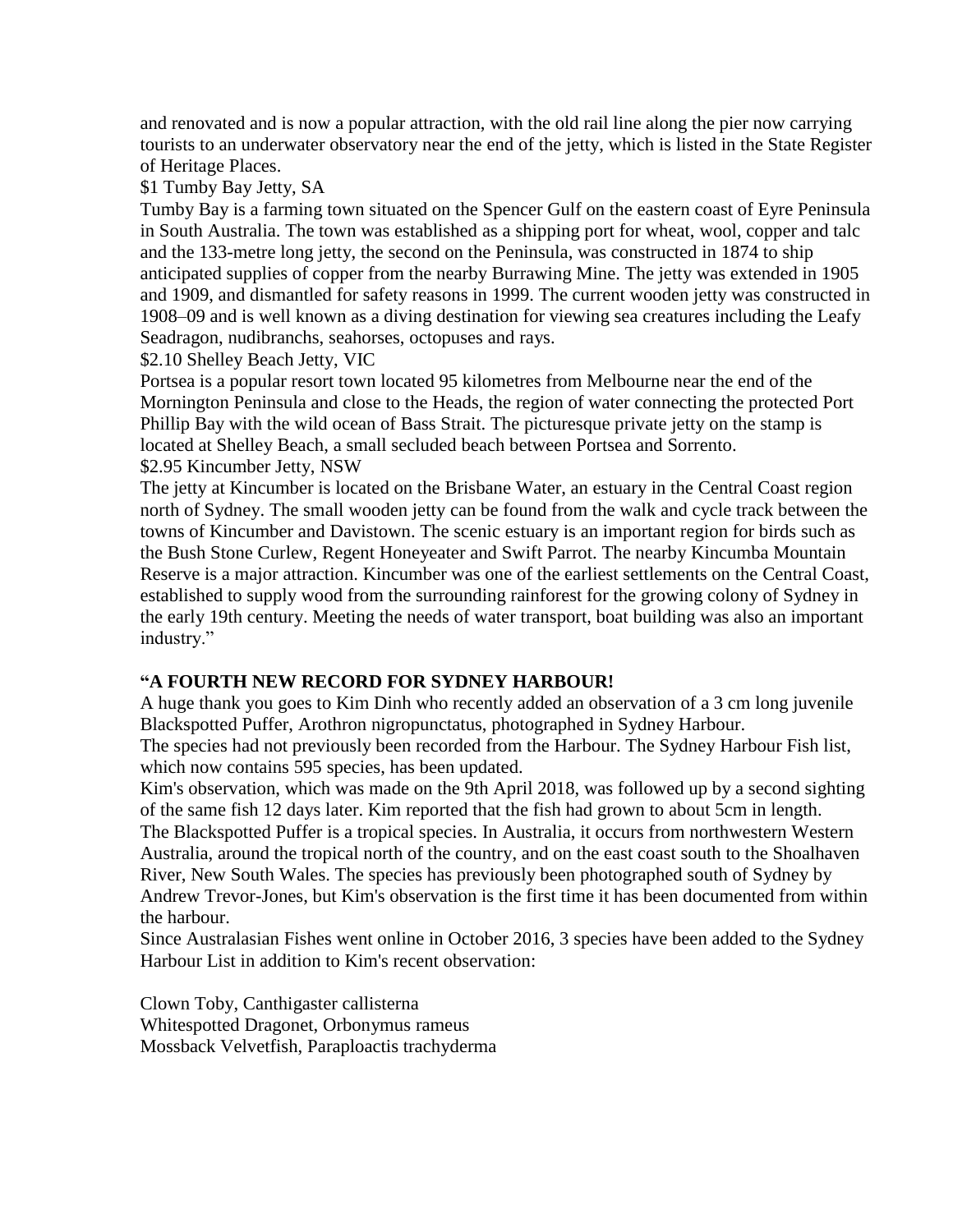and renovated and is now a popular attraction, with the old rail line along the pier now carrying tourists to an underwater observatory near the end of the jetty, which is listed in the State Register of Heritage Places.

$1 Tumby Bay Jetty, SA

Tumby Bay is a farming town situated on the Spencer Gulf on the eastern coast of Eyre Peninsula in South Australia. The town was established as a shipping port for wheat, wool, copper and talc and the 133-metre long jetty, the second on the Peninsula, was constructed in 1874 to ship anticipated supplies of copper from the nearby Burrawing Mine. The jetty was extended in 1905 and 1909, and dismantled for safety reasons in 1999. The current wooden jetty was constructed in 1908–09 and is well known as a diving destination for viewing sea creatures including the Leafy Seadragon, nudibranchs, seahorses, octopuses and rays.

$2.10 Shelley Beach Jetty, VIC

Portsea is a popular resort town located 95 kilometres from Melbourne near the end of the Mornington Peninsula and close to the Heads, the region of water connecting the protected Port Phillip Bay with the wild ocean of Bass Strait. The picturesque private jetty on the stamp is located at Shelley Beach, a small secluded beach between Portsea and Sorrento.

$2.95 Kincumber Jetty, NSW

The jetty at Kincumber is located on the Brisbane Water, an estuary in the Central Coast region north of Sydney. The small wooden jetty can be found from the walk and cycle track between the towns of Kincumber and Davistown. The scenic estuary is an important region for birds such as the Bush Stone Curlew, Regent Honeyeater and Swift Parrot. The nearby Kincumba Mountain Reserve is a major attraction. Kincumber was one of the earliest settlements on the Central Coast, established to supply wood from the surrounding rainforest for the growing colony of Sydney in the early 19th century. Meeting the needs of water transport, boat building was also an important industry."

**"A FOURTH NEW RECORD FOR SYDNEY HARBOUR!**

A huge thank you goes to Kim Dinh who recently added an observation of a 3 cm long juvenile Blackspotted Puffer, Arothron nigropunctatus, photographed in Sydney Harbour.

The species had not previously been recorded from the Harbour. The Sydney Harbour Fish list, which now contains 595 species, has been updated.

Kim's observation, which was made on the 9th April 2018, was followed up by a second sighting of the same fish 12 days later. Kim reported that the fish had grown to about 5cm in length.

The Blackspotted Puffer is a tropical species. In Australia, it occurs from northwestern Western Australia, around the tropical north of the country, and on the east coast south to the Shoalhaven River, New South Wales. The species has previously been photographed south of Sydney by Andrew Trevor-Jones, but Kim's observation is the first time it has been documented from within the harbour.

Since Australasian Fishes went online in October 2016, 3 species have been added to the Sydney Harbour List in addition to Kim's recent observation:

Clown Toby, Canthigaster callisterna
Whitespotted Dragonet, Orbonymus rameus
Mossback Velvetfish, Paraploactis trachyderma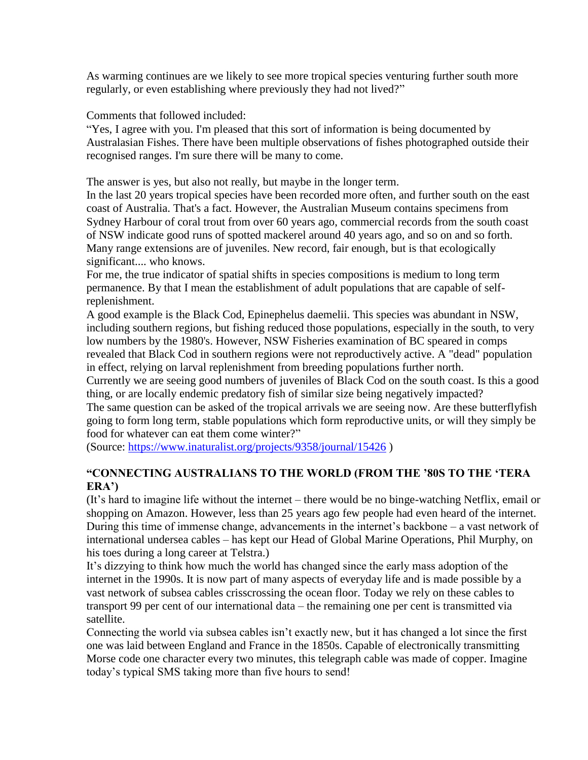As warming continues are we likely to see more tropical species venturing further south more regularly, or even establishing where previously they had not lived?"

Comments that followed included:

"Yes, I agree with you. I'm pleased that this sort of information is being documented by Australasian Fishes. There have been multiple observations of fishes photographed outside their recognised ranges. I'm sure there will be many to come.

The answer is yes, but also not really, but maybe in the longer term.

In the last 20 years tropical species have been recorded more often, and further south on the east coast of Australia. That's a fact. However, the Australian Museum contains specimens from Sydney Harbour of coral trout from over 60 years ago, commercial records from the south coast of NSW indicate good runs of spotted mackerel around 40 years ago, and so on and so forth. Many range extensions are of juveniles. New record, fair enough, but is that ecologically significant.... who knows.

For me, the true indicator of spatial shifts in species compositions is medium to long term permanence. By that I mean the establishment of adult populations that are capable of self-replenishment.

A good example is the Black Cod, Epinephelus daemelii. This species was abundant in NSW, including southern regions, but fishing reduced those populations, especially in the south, to very low numbers by the 1980's. However, NSW Fisheries examination of BC speared in comps revealed that Black Cod in southern regions were not reproductively active. A "dead" population in effect, relying on larval replenishment from breeding populations further north.

Currently we are seeing good numbers of juveniles of Black Cod on the south coast. Is this a good thing, or are locally endemic predatory fish of similar size being negatively impacted?

The same question can be asked of the tropical arrivals we are seeing now. Are these butterflyfish going to form long term, stable populations which form reproductive units, or will they simply be food for whatever can eat them come winter?"

(Source: https://www.inaturalist.org/projects/9358/journal/15426 )

### "CONNECTING AUSTRALIANS TO THE WORLD (FROM THE '80S TO THE 'TERA ERA')

(It's hard to imagine life without the internet – there would be no binge-watching Netflix, email or shopping on Amazon. However, less than 25 years ago few people had even heard of the internet. During this time of immense change, advancements in the internet's backbone – a vast network of international undersea cables – has kept our Head of Global Marine Operations, Phil Murphy, on his toes during a long career at Telstra.)

It's dizzying to think how much the world has changed since the early mass adoption of the internet in the 1990s. It is now part of many aspects of everyday life and is made possible by a vast network of subsea cables crisscrossing the ocean floor. Today we rely on these cables to transport 99 per cent of our international data – the remaining one per cent is transmitted via satellite.

Connecting the world via subsea cables isn't exactly new, but it has changed a lot since the first one was laid between England and France in the 1850s. Capable of electronically transmitting Morse code one character every two minutes, this telegraph cable was made of copper. Imagine today's typical SMS taking more than five hours to send!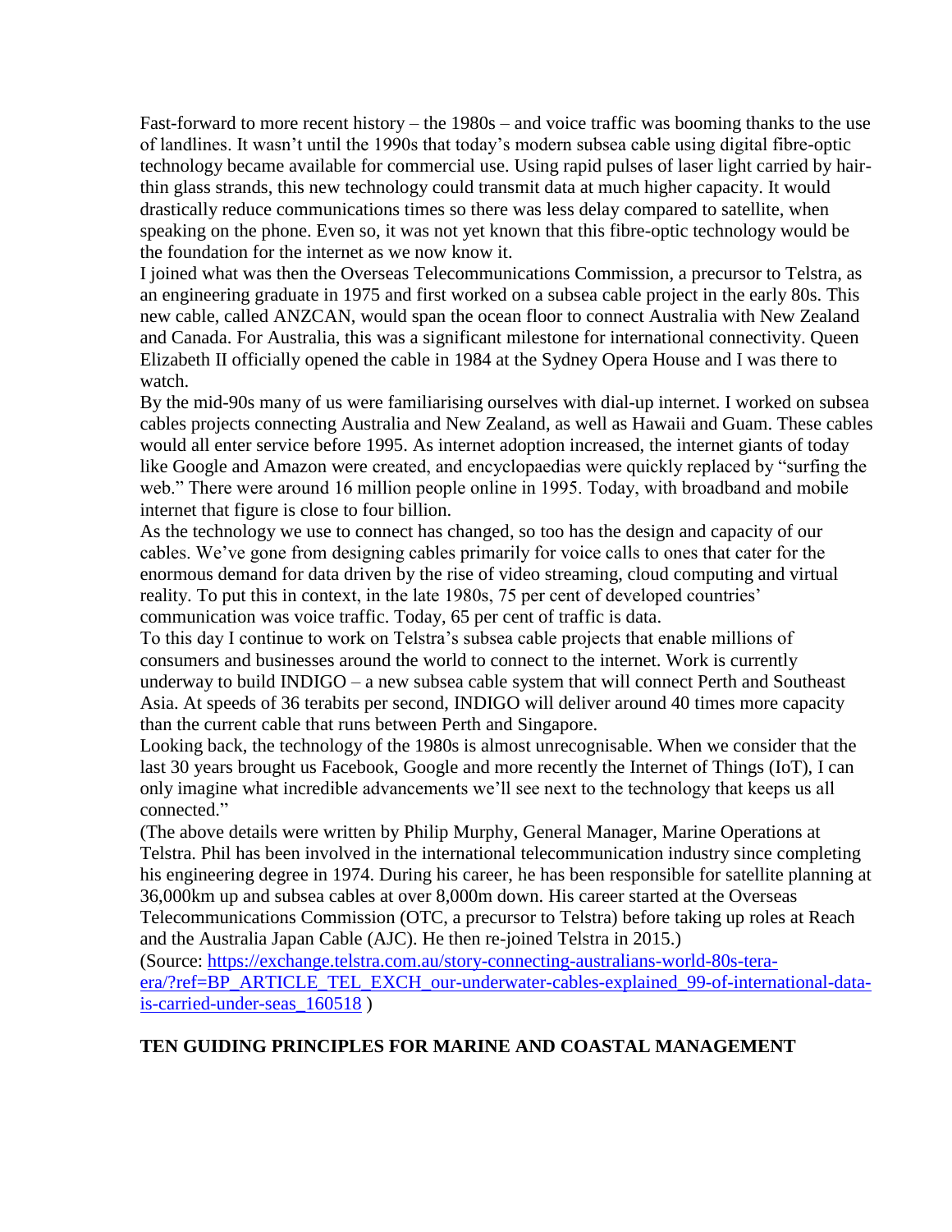Fast-forward to more recent history – the 1980s – and voice traffic was booming thanks to the use of landlines. It wasn't until the 1990s that today's modern subsea cable using digital fibre-optic technology became available for commercial use. Using rapid pulses of laser light carried by hair-thin glass strands, this new technology could transmit data at much higher capacity. It would drastically reduce communications times so there was less delay compared to satellite, when speaking on the phone. Even so, it was not yet known that this fibre-optic technology would be the foundation for the internet as we now know it.

I joined what was then the Overseas Telecommunications Commission, a precursor to Telstra, as an engineering graduate in 1975 and first worked on a subsea cable project in the early 80s. This new cable, called ANZCAN, would span the ocean floor to connect Australia with New Zealand and Canada. For Australia, this was a significant milestone for international connectivity. Queen Elizabeth II officially opened the cable in 1984 at the Sydney Opera House and I was there to watch.

By the mid-90s many of us were familiarising ourselves with dial-up internet. I worked on subsea cables projects connecting Australia and New Zealand, as well as Hawaii and Guam. These cables would all enter service before 1995. As internet adoption increased, the internet giants of today like Google and Amazon were created, and encyclopaedias were quickly replaced by "surfing the web." There were around 16 million people online in 1995. Today, with broadband and mobile internet that figure is close to four billion.

As the technology we use to connect has changed, so too has the design and capacity of our cables. We've gone from designing cables primarily for voice calls to ones that cater for the enormous demand for data driven by the rise of video streaming, cloud computing and virtual reality. To put this in context, in the late 1980s, 75 per cent of developed countries' communication was voice traffic. Today, 65 per cent of traffic is data.

To this day I continue to work on Telstra's subsea cable projects that enable millions of consumers and businesses around the world to connect to the internet. Work is currently underway to build INDIGO – a new subsea cable system that will connect Perth and Southeast Asia. At speeds of 36 terabits per second, INDIGO will deliver around 40 times more capacity than the current cable that runs between Perth and Singapore.

Looking back, the technology of the 1980s is almost unrecognisable. When we consider that the last 30 years brought us Facebook, Google and more recently the Internet of Things (IoT), I can only imagine what incredible advancements we'll see next to the technology that keeps us all connected."

(The above details were written by Philip Murphy, General Manager, Marine Operations at Telstra. Phil has been involved in the international telecommunication industry since completing his engineering degree in 1974. During his career, he has been responsible for satellite planning at 36,000km up and subsea cables at over 8,000m down. His career started at the Overseas Telecommunications Commission (OTC, a precursor to Telstra) before taking up roles at Reach and the Australia Japan Cable (AJC). He then re-joined Telstra in 2015.)

(Source: [https://exchange.telstra.com.au/story-connecting-australians-world-80s-tera-era/?ref=BP_ARTICLE_TEL_EXCH_our-underwater-cables-explained_99-of-international-data-is-carried-under-seas_160518](https://exchange.telstra.com.au/story-connecting-australians-world-80s-tera-era/?ref=BP_ARTICLE_TEL_EXCH_our-underwater-cables-explained_99-of-international-data-is-carried-under-seas_160518) )

## TEN GUIDING PRINCIPLES FOR MARINE AND COASTAL MANAGEMENT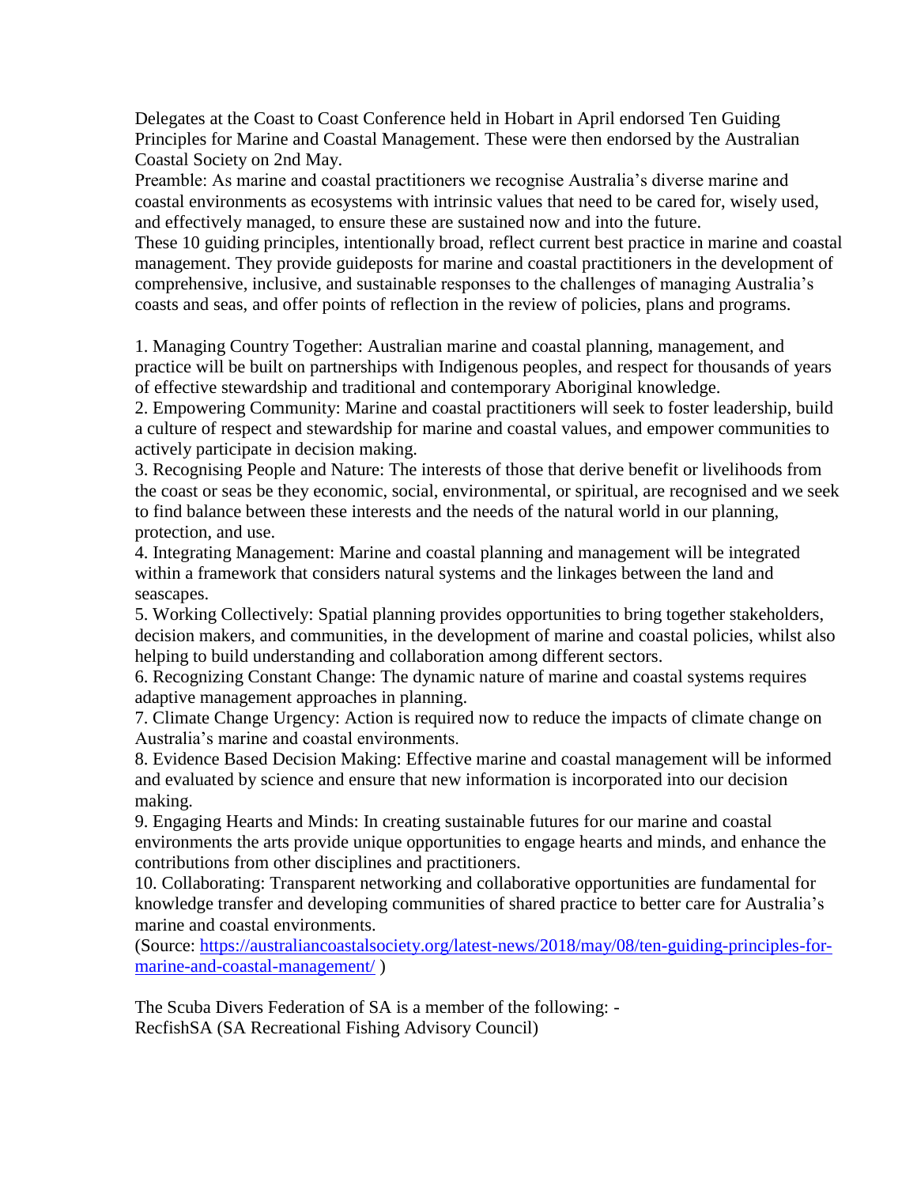Delegates at the Coast to Coast Conference held in Hobart in April endorsed Ten Guiding Principles for Marine and Coastal Management. These were then endorsed by the Australian Coastal Society on 2nd May.

Preamble: As marine and coastal practitioners we recognise Australia's diverse marine and coastal environments as ecosystems with intrinsic values that need to be cared for, wisely used, and effectively managed, to ensure these are sustained now and into the future.

These 10 guiding principles, intentionally broad, reflect current best practice in marine and coastal management. They provide guideposts for marine and coastal practitioners in the development of comprehensive, inclusive, and sustainable responses to the challenges of managing Australia's coasts and seas, and offer points of reflection in the review of policies, plans and programs.

1. Managing Country Together: Australian marine and coastal planning, management, and practice will be built on partnerships with Indigenous peoples, and respect for thousands of years of effective stewardship and traditional and contemporary Aboriginal knowledge.
2. Empowering Community: Marine and coastal practitioners will seek to foster leadership, build a culture of respect and stewardship for marine and coastal values, and empower communities to actively participate in decision making.
3. Recognising People and Nature: The interests of those that derive benefit or livelihoods from the coast or seas be they economic, social, environmental, or spiritual, are recognised and we seek to find balance between these interests and the needs of the natural world in our planning, protection, and use.
4. Integrating Management: Marine and coastal planning and management will be integrated within a framework that considers natural systems and the linkages between the land and seascapes.
5. Working Collectively: Spatial planning provides opportunities to bring together stakeholders, decision makers, and communities, in the development of marine and coastal policies, whilst also helping to build understanding and collaboration among different sectors.
6. Recognizing Constant Change: The dynamic nature of marine and coastal systems requires adaptive management approaches in planning.
7. Climate Change Urgency: Action is required now to reduce the impacts of climate change on Australia's marine and coastal environments.
8. Evidence Based Decision Making: Effective marine and coastal management will be informed and evaluated by science and ensure that new information is incorporated into our decision making.
9. Engaging Hearts and Minds: In creating sustainable futures for our marine and coastal environments the arts provide unique opportunities to engage hearts and minds, and enhance the contributions from other disciplines and practitioners.
10. Collaborating: Transparent networking and collaborative opportunities are fundamental for knowledge transfer and developing communities of shared practice to better care for Australia's marine and coastal environments.

(Source: [https://australiancoastalsociety.org/latest-news/2018/may/08/ten-guiding-principles-for-marine-and-coastal-management/](https://australiancoastalsociety.org/latest-news/2018/may/08/ten-guiding-principles-for-marine-and-coastal-management/) )

The Scuba Divers Federation of SA is a member of the following: -
RecfishSA (SA Recreational Fishing Advisory Council)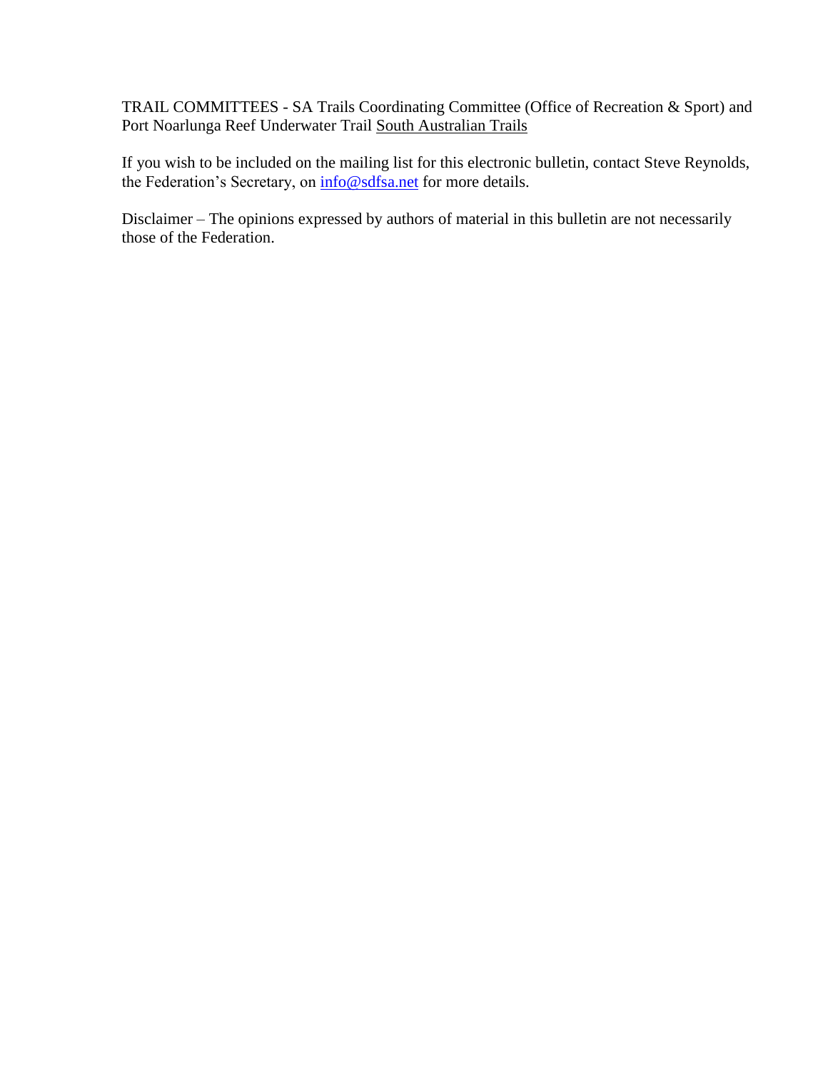TRAIL COMMITTEES - SA Trails Coordinating Committee (Office of Recreation & Sport) and Port Noarlunga Reef Underwater Trail South Australian Trails

If you wish to be included on the mailing list for this electronic bulletin, contact Steve Reynolds, the Federation's Secretary, on info@sdfsa.net for more details.

Disclaimer – The opinions expressed by authors of material in this bulletin are not necessarily those of the Federation.